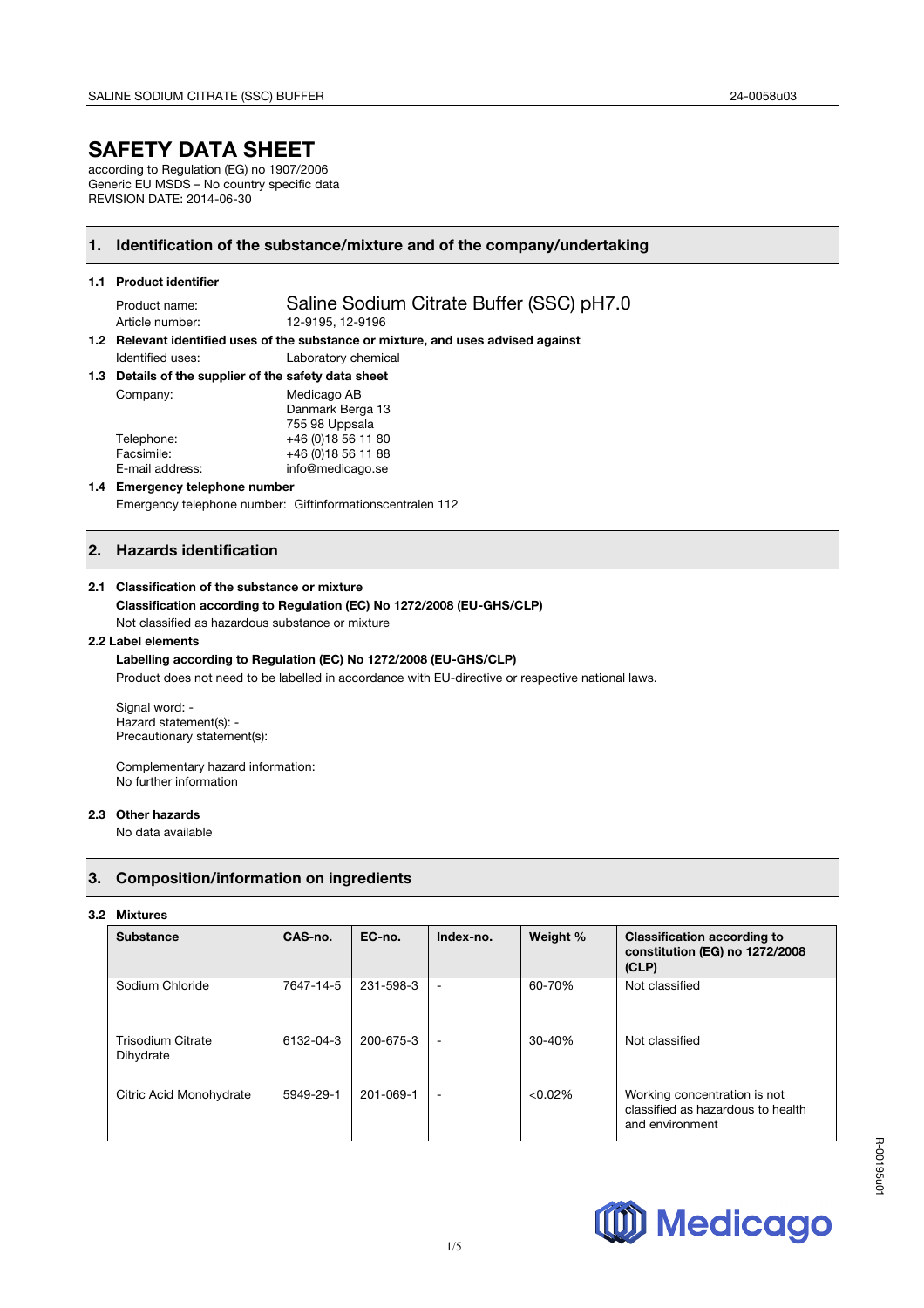# SAFETY DATA SHEET

according to Regulation (EG) no 1907/2006
Generic EU MSDS – No country specific data
REVISION DATE: 2014-06-30

## 1. Identification of the substance/mixture and of the company/undertaking

### 1.1 Product identifier

Product name: Saline Sodium Citrate Buffer (SSC) pH7.0
Article number: 12-9195, 12-9196

### 1.2 Relevant identified uses of the substance or mixture, and uses advised against

Identified uses: Laboratory chemical

### 1.3 Details of the supplier of the safety data sheet

Company: Medicago AB
Danmark Berga 13
755 98 Uppsala
Telephone: +46 (0)18 56 11 80
Facsimile: +46 (0)18 56 11 88
E-mail address: info@medicago.se

### 1.4 Emergency telephone number

Emergency telephone number: Giftinformationscentralen 112

## 2. Hazards identification

### 2.1 Classification of the substance or mixture

**Classification according to Regulation (EC) No 1272/2008 (EU-GHS/CLP)**

Not classified as hazardous substance or mixture

### 2.2 Label elements

**Labelling according to Regulation (EC) No 1272/2008 (EU-GHS/CLP)**

Product does not need to be labelled in accordance with EU-directive or respective national laws.

Signal word: -
Hazard statement(s): -
Precautionary statement(s):

Complementary hazard information:
No further information

### 2.3 Other hazards

No data available

## 3. Composition/information on ingredients

### 3.2 Mixtures

| Substance | CAS-no. | EC-no. | Index-no. | Weight % | Classification according to constitution (EG) no 1272/2008 (CLP) |
|---|---|---|---|---|---|
| Sodium Chloride | 7647-14-5 | 231-598-3 | - | 60-70% | Not classified |
| Trisodium Citrate Dihydrate | 6132-04-3 | 200-675-3 | - | 30-40% | Not classified |
| Citric Acid Monohydrate | 5949-29-1 | 201-069-1 | - | <0.02% | Working concentration is not classified as hazardous to health and environment |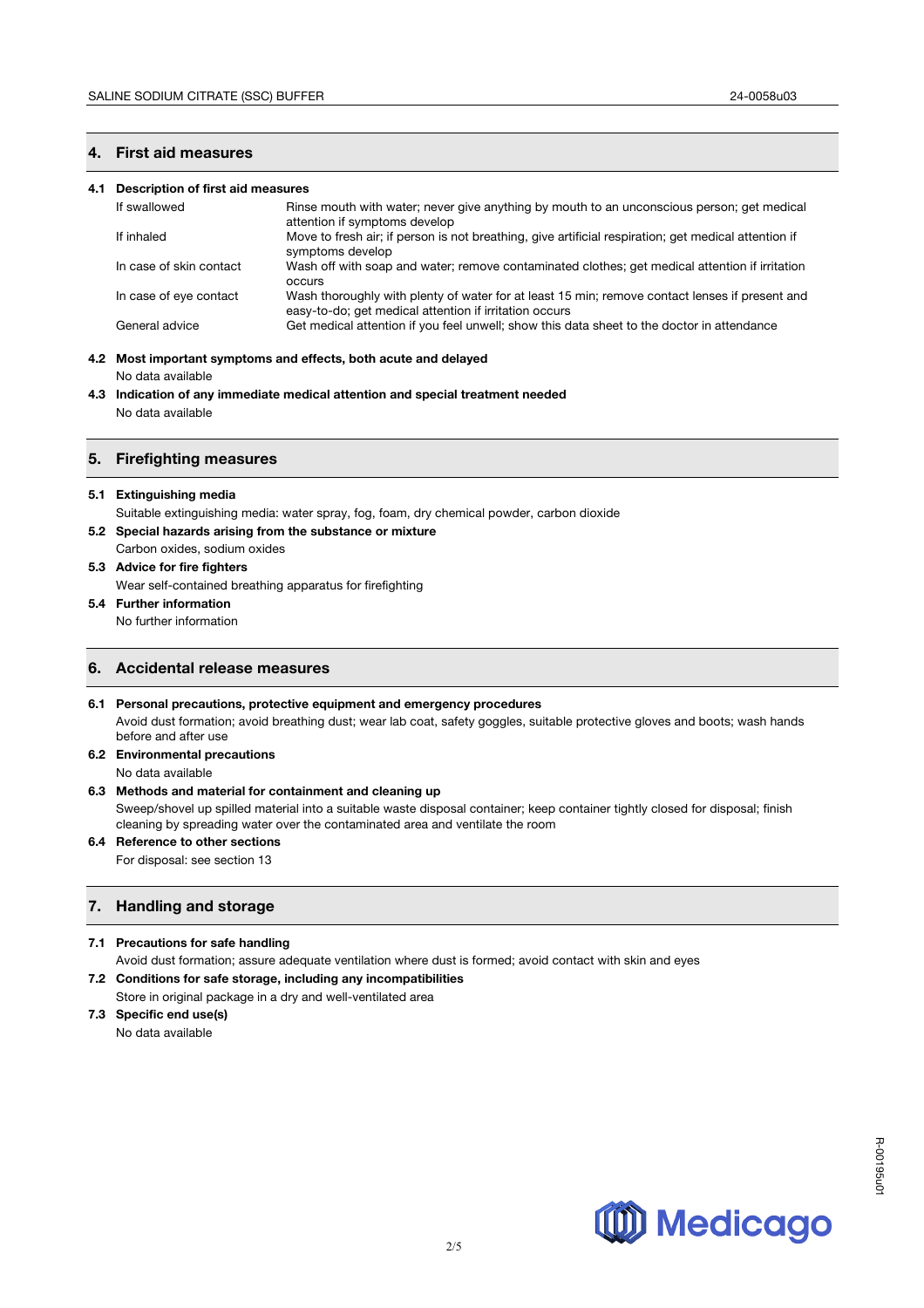## 4. First aid measures

### 4.1 Description of first aid measures

| | |
|---|---|
| If swallowed | Rinse mouth with water; never give anything by mouth to an unconscious person; get medical attention if symptoms develop |
| If inhaled | Move to fresh air; if person is not breathing, give artificial respiration; get medical attention if symptoms develop |
| In case of skin contact | Wash off with soap and water; remove contaminated clothes; get medical attention if irritation occurs |
| In case of eye contact | Wash thoroughly with plenty of water for at least 15 min; remove contact lenses if present and easy-to-do; get medical attention if irritation occurs |
| General advice | Get medical attention if you feel unwell; show this data sheet to the doctor in attendance |

### 4.2 Most important symptoms and effects, both acute and delayed

No data available

### 4.3 Indication of any immediate medical attention and special treatment needed

No data available

## 5. Firefighting measures

### 5.1 Extinguishing media

Suitable extinguishing media: water spray, fog, foam, dry chemical powder, carbon dioxide

### 5.2 Special hazards arising from the substance or mixture

Carbon oxides, sodium oxides

### 5.3 Advice for fire fighters

Wear self-contained breathing apparatus for firefighting

### 5.4 Further information

No further information

## 6. Accidental release measures

### 6.1 Personal precautions, protective equipment and emergency procedures

Avoid dust formation; avoid breathing dust; wear lab coat, safety goggles, suitable protective gloves and boots; wash hands before and after use

### 6.2 Environmental precautions

No data available

### 6.3 Methods and material for containment and cleaning up

Sweep/shovel up spilled material into a suitable waste disposal container; keep container tightly closed for disposal; finish cleaning by spreading water over the contaminated area and ventilate the room

### 6.4 Reference to other sections

For disposal: see section 13

## 7. Handling and storage

### 7.1 Precautions for safe handling

Avoid dust formation; assure adequate ventilation where dust is formed; avoid contact with skin and eyes

### 7.2 Conditions for safe storage, including any incompatibilities

Store in original package in a dry and well-ventilated area

### 7.3 Specific end use(s)

No data available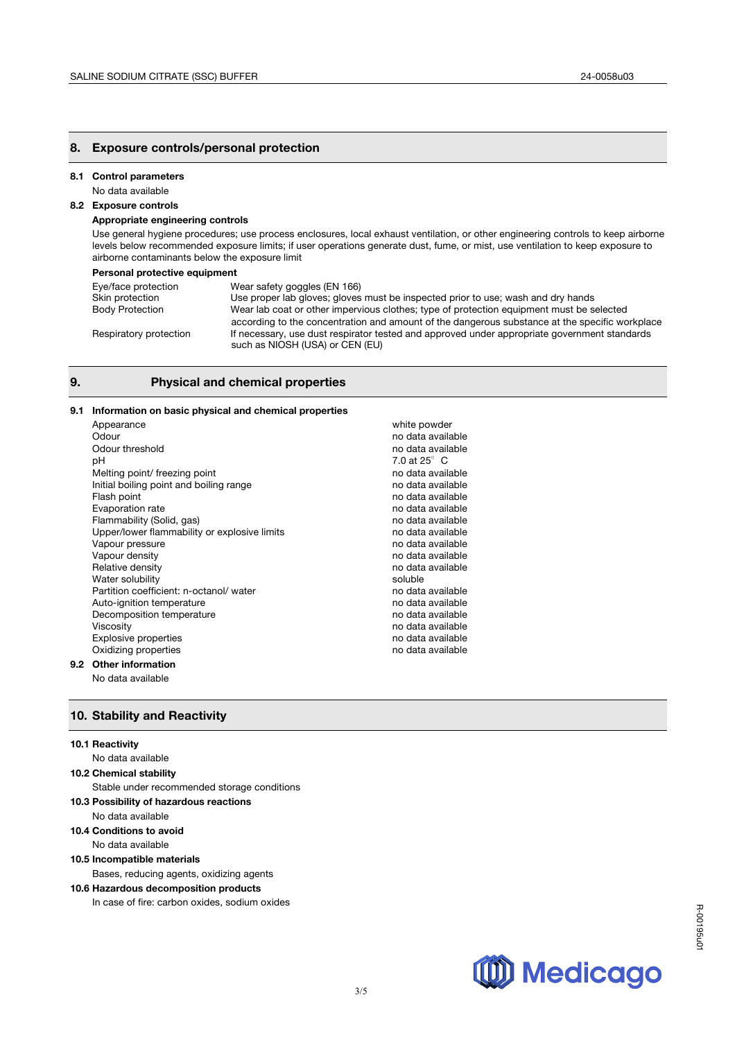## 8. Exposure controls/personal protection

### 8.1 Control parameters

No data available

### 8.2 Exposure controls

**Appropriate engineering controls**

Use general hygiene procedures; use process enclosures, local exhaust ventilation, or other engineering controls to keep airborne levels below recommended exposure limits; if user operations generate dust, fume, or mist, use ventilation to keep exposure to airborne contaminants below the exposure limit

**Personal protective equipment**

| | |
|---|---|
| Eye/face protection | Wear safety goggles (EN 166) |
| Skin protection | Use proper lab gloves; gloves must be inspected prior to use; wash and dry hands |
| Body Protection | Wear lab coat or other impervious clothes; type of protection equipment must be selected according to the concentration and amount of the dangerous substance at the specific workplace |
| Respiratory protection | If necessary, use dust respirator tested and approved under appropriate government standards such as NIOSH (USA) or CEN (EU) |

## 9. Physical and chemical properties

### 9.1 Information on basic physical and chemical properties

| | |
|---|---|
| Appearance | white powder |
| Odour | no data available |
| Odour threshold | no data available |
| pH | 7.0 at 25° C |
| Melting point/ freezing point | no data available |
| Initial boiling point and boiling range | no data available |
| Flash point | no data available |
| Evaporation rate | no data available |
| Flammability (Solid, gas) | no data available |
| Upper/lower flammability or explosive limits | no data available |
| Vapour pressure | no data available |
| Vapour density | no data available |
| Relative density | no data available |
| Water solubility | soluble |
| Partition coefficient: n-octanol/ water | no data available |
| Auto-ignition temperature | no data available |
| Decomposition temperature | no data available |
| Viscosity | no data available |
| Explosive properties | no data available |
| Oxidizing properties | no data available |

### 9.2 Other information

No data available

## 10. Stability and Reactivity

### 10.1 Reactivity

No data available

### 10.2 Chemical stability

Stable under recommended storage conditions

### 10.3 Possibility of hazardous reactions

No data available

### 10.4 Conditions to avoid

No data available

### 10.5 Incompatible materials

Bases, reducing agents, oxidizing agents

### 10.6 Hazardous decomposition products

In case of fire: carbon oxides, sodium oxides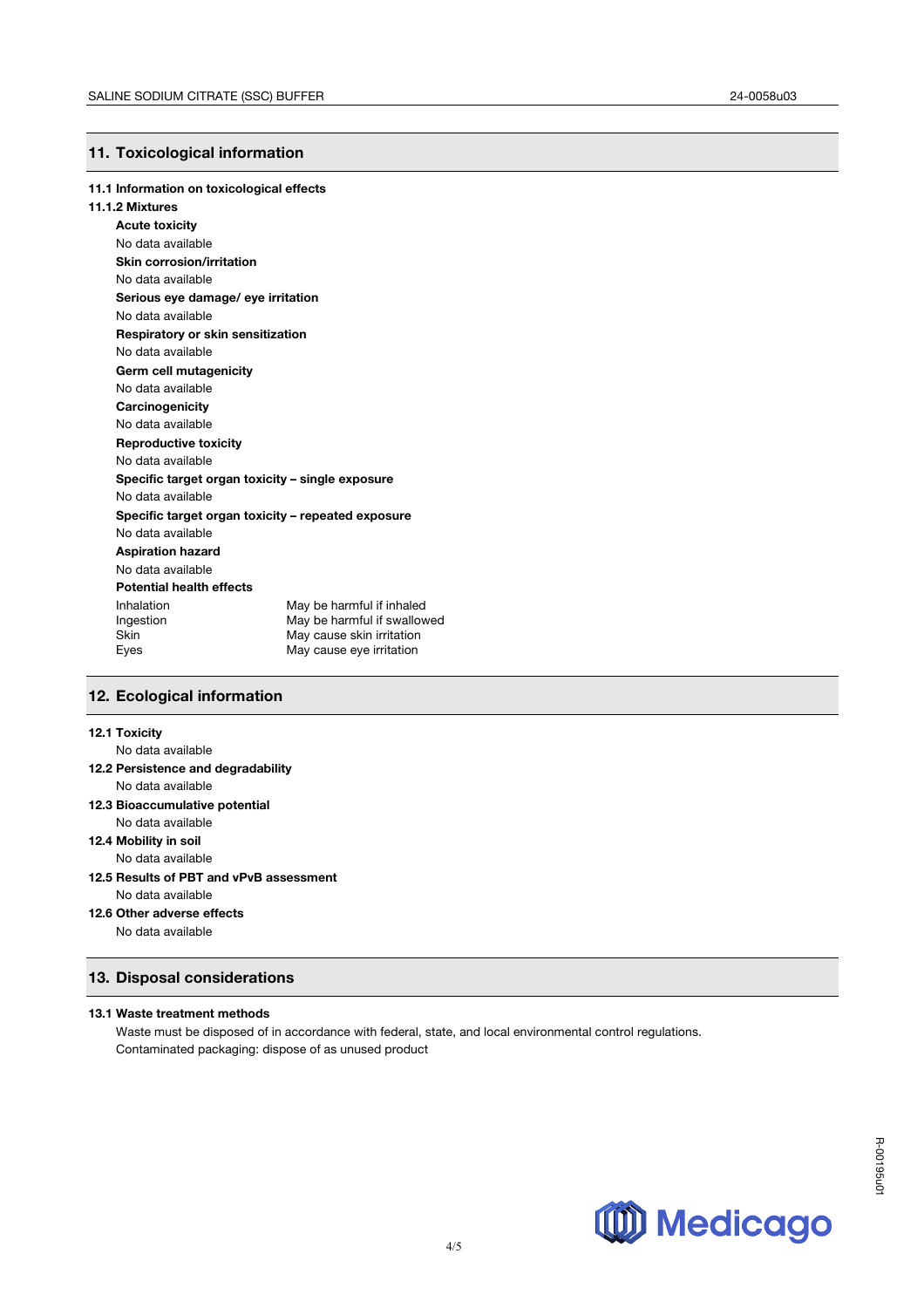## 11. Toxicological information

### 11.1 Information on toxicological effects

### 11.1.2 Mixtures

**Acute toxicity**

No data available

**Skin corrosion/irritation**

No data available

**Serious eye damage/ eye irritation**

No data available

**Respiratory or skin sensitization**

No data available

**Germ cell mutagenicity**

No data available

**Carcinogenicity**

No data available

**Reproductive toxicity**

No data available

**Specific target organ toxicity – single exposure**

No data available

**Specific target organ toxicity – repeated exposure**

No data available

**Aspiration hazard**

No data available

**Potential health effects**

| | |
|---|---|
| Inhalation | May be harmful if inhaled |
| Ingestion | May be harmful if swallowed |
| Skin | May cause skin irritation |
| Eyes | May cause eye irritation |

## 12. Ecological information

**12.1 Toxicity**

No data available

**12.2 Persistence and degradability**

No data available

**12.3 Bioaccumulative potential**

No data available

**12.4 Mobility in soil**

No data available

**12.5 Results of PBT and vPvB assessment**

No data available

**12.6 Other adverse effects**

No data available

## 13. Disposal considerations

**13.1 Waste treatment methods**

Waste must be disposed of in accordance with federal, state, and local environmental control regulations.
Contaminated packaging: dispose of as unused product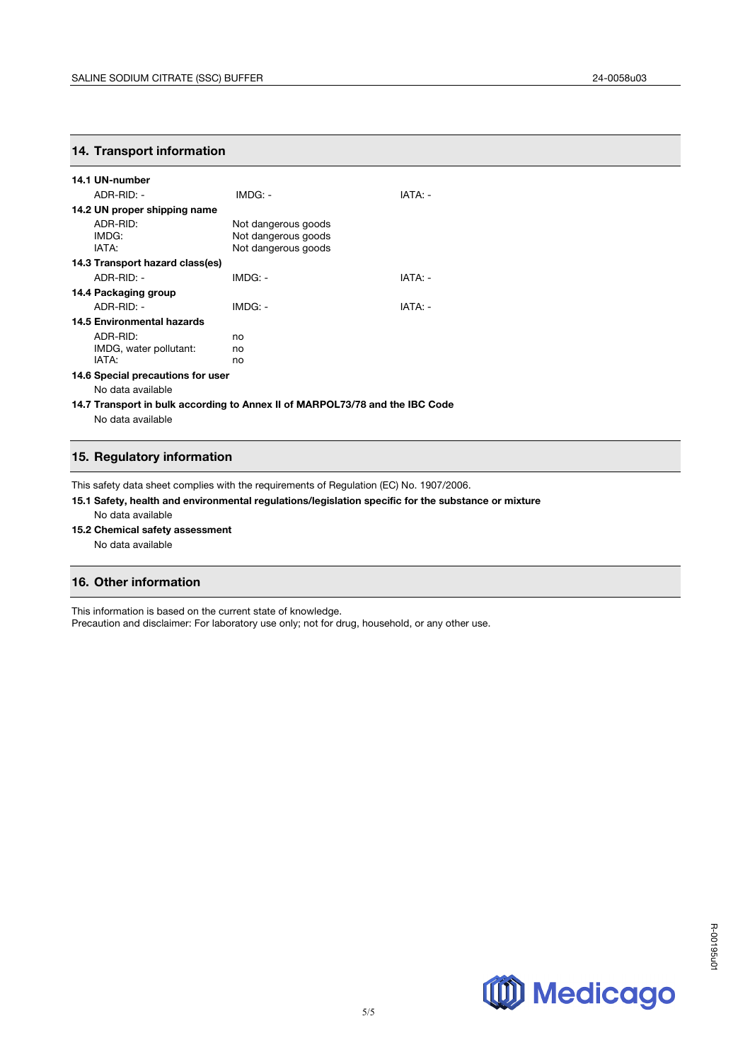## 14. Transport information

**14.1 UN-number**

| | | |
|---|---|---|
| ADR-RID: - | IMDG: - | IATA: - |

**14.2 UN proper shipping name**

| | |
|---|---|
| ADR-RID: | Not dangerous goods |
| IMDG: | Not dangerous goods |
| IATA: | Not dangerous goods |

**14.3 Transport hazard class(es)**

| | | |
|---|---|---|
| ADR-RID: - | IMDG: - | IATA: - |

**14.4 Packaging group**

| | | |
|---|---|---|
| ADR-RID: - | IMDG: - | IATA: - |

**14.5 Environmental hazards**

| | |
|---|---|
| ADR-RID: | no |
| IMDG, water pollutant: | no |
| IATA: | no |

**14.6 Special precautions for user**

No data available

**14.7 Transport in bulk according to Annex II of MARPOL73/78 and the IBC Code**

No data available

## 15. Regulatory information

This safety data sheet complies with the requirements of Regulation (EC) No. 1907/2006.

**15.1 Safety, health and environmental regulations/legislation specific for the substance or mixture**

No data available

**15.2 Chemical safety assessment**

No data available

## 16. Other information

This information is based on the current state of knowledge.
Precaution and disclaimer: For laboratory use only; not for drug, household, or any other use.